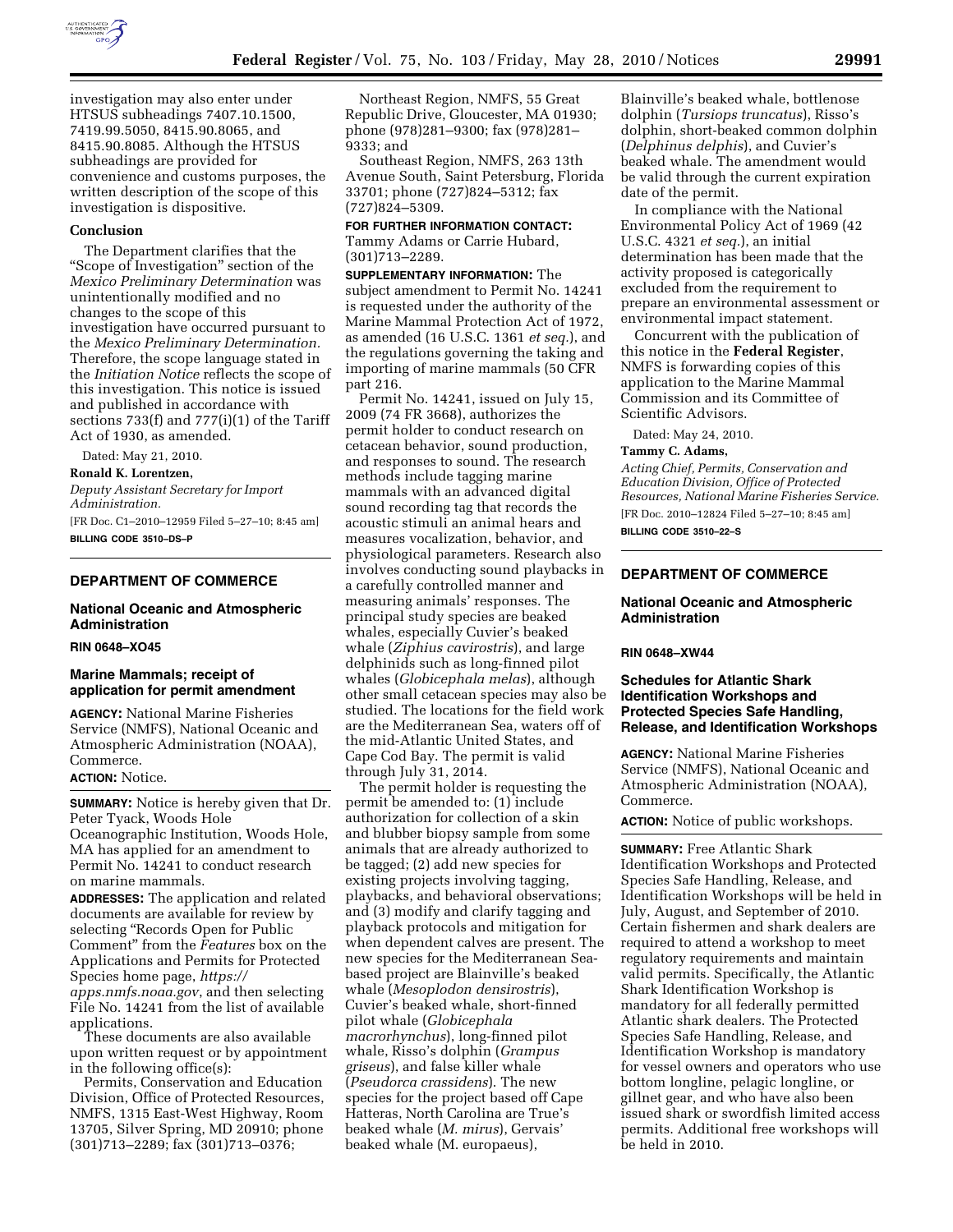investigation may also enter under HTSUS subheadings 7407.10.1500, 7419.99.5050, 8415.90.8065, and 8415.90.8085. Although the HTSUS subheadings are provided for convenience and customs purposes, the written description of the scope of this investigation is dispositive.

**Conclusion**

The Department clarifies that the "Scope of Investigation" section of the *Mexico Preliminary Determination* was unintentionally modified and no changes to the scope of this investigation have occurred pursuant to the *Mexico Preliminary Determination.* Therefore, the scope language stated in the *Initiation Notice* reflects the scope of this investigation. This notice is issued and published in accordance with sections 733(f) and 777(i)(1) of the Tariff Act of 1930, as amended.

Dated: May 21, 2010.

**Ronald K. Lorentzen,**

*Deputy Assistant Secretary for Import Administration.*

[FR Doc. C1–2010–12959 Filed 5–27–10; 8:45 am]

**BILLING CODE 3510–DS–P**

---

## DEPARTMENT OF COMMERCE

### National Oceanic and Atmospheric Administration

**RIN 0648–XO45**

### Marine Mammals; receipt of application for permit amendment

**AGENCY:** National Marine Fisheries Service (NMFS), National Oceanic and Atmospheric Administration (NOAA), Commerce.

**ACTION:** Notice.

**SUMMARY:** Notice is hereby given that Dr. Peter Tyack, Woods Hole Oceanographic Institution, Woods Hole, MA has applied for an amendment to Permit No. 14241 to conduct research on marine mammals.

**ADDRESSES:** The application and related documents are available for review by selecting "Records Open for Public Comment" from the *Features* box on the Applications and Permits for Protected Species home page, *https://apps.nmfs.noaa.gov*, and then selecting File No. 14241 from the list of available applications.

These documents are also available upon written request or by appointment in the following office(s):

Permits, Conservation and Education Division, Office of Protected Resources, NMFS, 1315 East-West Highway, Room 13705, Silver Spring, MD 20910; phone (301)713–2289; fax (301)713–0376;

Northeast Region, NMFS, 55 Great Republic Drive, Gloucester, MA 01930; phone (978)281–9300; fax (978)281–9333; and

Southeast Region, NMFS, 263 13th Avenue South, Saint Petersburg, Florida 33701; phone (727)824–5312; fax (727)824–5309.

**FOR FURTHER INFORMATION CONTACT:** Tammy Adams or Carrie Hubard, (301)713–2289.

**SUPPLEMENTARY INFORMATION:** The subject amendment to Permit No. 14241 is requested under the authority of the Marine Mammal Protection Act of 1972, as amended (16 U.S.C. 1361 *et seq.*), and the regulations governing the taking and importing of marine mammals (50 CFR part 216.

Permit No. 14241, issued on July 15, 2009 (74 FR 3668), authorizes the permit holder to conduct research on cetacean behavior, sound production, and responses to sound. The research methods include tagging marine mammals with an advanced digital sound recording tag that records the acoustic stimuli an animal hears and measures vocalization, behavior, and physiological parameters. Research also involves conducting sound playbacks in a carefully controlled manner and measuring animals' responses. The principal study species are beaked whales, especially Cuvier's beaked whale (*Ziphius cavirostris*), and large delphinids such as long-finned pilot whales (*Globicephala melas*), although other small cetacean species may also be studied. The locations for the field work are the Mediterranean Sea, waters off of the mid-Atlantic United States, and Cape Cod Bay. The permit is valid through July 31, 2014.

The permit holder is requesting the permit be amended to: (1) include authorization for collection of a skin and blubber biopsy sample from some animals that are already authorized to be tagged; (2) add new species for existing projects involving tagging, playbacks, and behavioral observations; and (3) modify and clarify tagging and playback protocols and mitigation for when dependent calves are present. The new species for the Mediterranean Sea-based project are Blainville's beaked whale (*Mesoplodon densirostris*), Cuvier's beaked whale, short-finned pilot whale (*Globicephala macrorhynchus*), long-finned pilot whale, Risso's dolphin (*Grampus griseus*), and false killer whale (*Pseudorca crassidens*). The new species for the project based off Cape Hatteras, North Carolina are True's beaked whale (*M. mirus*), Gervais' beaked whale (M. europaeus), Blainville's beaked whale, bottlenose dolphin (*Tursiops truncatus*), Risso's dolphin, short-beaked common dolphin (*Delphinus delphis*), and Cuvier's beaked whale. The amendment would be valid through the current expiration date of the permit.

In compliance with the National Environmental Policy Act of 1969 (42 U.S.C. 4321 *et seq.*), an initial determination has been made that the activity proposed is categorically excluded from the requirement to prepare an environmental assessment or environmental impact statement.

Concurrent with the publication of this notice in the **Federal Register**, NMFS is forwarding copies of this application to the Marine Mammal Commission and its Committee of Scientific Advisors.

Dated: May 24, 2010.

**Tammy C. Adams,**

*Acting Chief, Permits, Conservation and Education Division, Office of Protected Resources, National Marine Fisheries Service.*

[FR Doc. 2010–12824 Filed 5–27–10; 8:45 am]

**BILLING CODE 3510–22–S**

---

## DEPARTMENT OF COMMERCE

### National Oceanic and Atmospheric Administration

**RIN 0648–XW44**

### Schedules for Atlantic Shark Identification Workshops and Protected Species Safe Handling, Release, and Identification Workshops

**AGENCY:** National Marine Fisheries Service (NMFS), National Oceanic and Atmospheric Administration (NOAA), Commerce.

**ACTION:** Notice of public workshops.

**SUMMARY:** Free Atlantic Shark Identification Workshops and Protected Species Safe Handling, Release, and Identification Workshops will be held in July, August, and September of 2010. Certain fishermen and shark dealers are required to attend a workshop to meet regulatory requirements and maintain valid permits. Specifically, the Atlantic Shark Identification Workshop is mandatory for all federally permitted Atlantic shark dealers. The Protected Species Safe Handling, Release, and Identification Workshop is mandatory for vessel owners and operators who use bottom longline, pelagic longline, or gillnet gear, and who have also been issued shark or swordfish limited access permits. Additional free workshops will be held in 2010.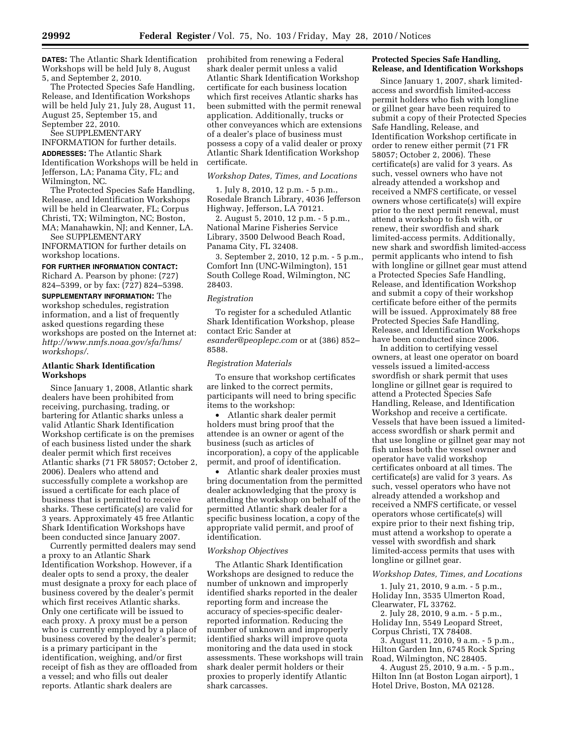**DATES:** The Atlantic Shark Identification Workshops will be held July 8, August 5, and September 2, 2010.

The Protected Species Safe Handling, Release, and Identification Workshops will be held July 21, July 28, August 11, August 25, September 15, and September 22, 2010.

See SUPPLEMENTARY INFORMATION for further details.

**ADDRESSES:** The Atlantic Shark Identification Workshops will be held in Jefferson, LA; Panama City, FL; and Wilmington, NC.

The Protected Species Safe Handling, Release, and Identification Workshops will be held in Clearwater, FL; Corpus Christi, TX; Wilmington, NC; Boston, MA; Manahawkin, NJ; and Kenner, LA.

See SUPPLEMENTARY INFORMATION for further details on workshop locations.

**FOR FURTHER INFORMATION CONTACT:** Richard A. Pearson by phone: (727) 824–5399, or by fax: (727) 824–5398.

**SUPPLEMENTARY INFORMATION:** The workshop schedules, registration information, and a list of frequently asked questions regarding these workshops are posted on the Internet at: *http://www.nmfs.noaa.gov/sfa/hms/workshops/*.

## Atlantic Shark Identification Workshops

Since January 1, 2008, Atlantic shark dealers have been prohibited from receiving, purchasing, trading, or bartering for Atlantic sharks unless a valid Atlantic Shark Identification Workshop certificate is on the premises of each business listed under the shark dealer permit which first receives Atlantic sharks (71 FR 58057; October 2, 2006). Dealers who attend and successfully complete a workshop are issued a certificate for each place of business that is permitted to receive sharks. These certificate(s) are valid for 3 years. Approximately 45 free Atlantic Shark Identification Workshops have been conducted since January 2007.

Currently permitted dealers may send a proxy to an Atlantic Shark Identification Workshop. However, if a dealer opts to send a proxy, the dealer must designate a proxy for each place of business covered by the dealer's permit which first receives Atlantic sharks. Only one certificate will be issued to each proxy. A proxy must be a person who is currently employed by a place of business covered by the dealer's permit; is a primary participant in the identification, weighing, and/or first receipt of fish as they are offloaded from a vessel; and who fills out dealer reports. Atlantic shark dealers are prohibited from renewing a Federal shark dealer permit unless a valid Atlantic Shark Identification Workshop certificate for each business location which first receives Atlantic sharks has been submitted with the permit renewal application. Additionally, trucks or other conveyances which are extensions of a dealer's place of business must possess a copy of a valid dealer or proxy Atlantic Shark Identification Workshop certificate.

### *Workshop Dates, Times, and Locations*

1. July 8, 2010, 12 p.m. - 5 p.m., Rosedale Branch Library, 4036 Jefferson Highway, Jefferson, LA 70121.

2. August 5, 2010, 12 p.m. - 5 p.m., National Marine Fisheries Service Library, 3500 Delwood Beach Road, Panama City, FL 32408.

3. September 2, 2010, 12 p.m. - 5 p.m., Comfort Inn (UNC-Wilmington), 151 South College Road, Wilmington, NC 28403.

### *Registration*

To register for a scheduled Atlantic Shark Identification Workshop, please contact Eric Sander at *esander@peoplepc.com* or at (386) 852–8588.

### *Registration Materials*

To ensure that workshop certificates are linked to the correct permits, participants will need to bring specific items to the workshop:

- Atlantic shark dealer permit holders must bring proof that the attendee is an owner or agent of the business (such as articles of incorporation), a copy of the applicable permit, and proof of identification.
- Atlantic shark dealer proxies must bring documentation from the permitted dealer acknowledging that the proxy is attending the workshop on behalf of the permitted Atlantic shark dealer for a specific business location, a copy of the appropriate valid permit, and proof of identification.

### *Workshop Objectives*

The Atlantic Shark Identification Workshops are designed to reduce the number of unknown and improperly identified sharks reported in the dealer reporting form and increase the accuracy of species-specific dealer-reported information. Reducing the number of unknown and improperly identified sharks will improve quota monitoring and the data used in stock assessments. These workshops will train shark dealer permit holders or their proxies to properly identify Atlantic shark carcasses.

## Protected Species Safe Handling, Release, and Identification Workshops

Since January 1, 2007, shark limited-access and swordfish limited-access permit holders who fish with longline or gillnet gear have been required to submit a copy of their Protected Species Safe Handling, Release, and Identification Workshop certificate in order to renew either permit (71 FR 58057; October 2, 2006). These certificate(s) are valid for 3 years. As such, vessel owners who have not already attended a workshop and received a NMFS certificate, or vessel owners whose certificate(s) will expire prior to the next permit renewal, must attend a workshop to fish with, or renew, their swordfish and shark limited-access permits. Additionally, new shark and swordfish limited-access permit applicants who intend to fish with longline or gillnet gear must attend a Protected Species Safe Handling, Release, and Identification Workshop and submit a copy of their workshop certificate before either of the permits will be issued. Approximately 88 free Protected Species Safe Handling, Release, and Identification Workshops have been conducted since 2006.

In addition to certifying vessel owners, at least one operator on board vessels issued a limited-access swordfish or shark permit that uses longline or gillnet gear is required to attend a Protected Species Safe Handling, Release, and Identification Workshop and receive a certificate. Vessels that have been issued a limited-access swordfish or shark permit and that use longline or gillnet gear may not fish unless both the vessel owner and operator have valid workshop certificates onboard at all times. The certificate(s) are valid for 3 years. As such, vessel operators who have not already attended a workshop and received a NMFS certificate, or vessel operators whose certificate(s) will expire prior to their next fishing trip, must attend a workshop to operate a vessel with swordfish and shark limited-access permits that uses with longline or gillnet gear.

### *Workshop Dates, Times, and Locations*

1. July 21, 2010, 9 a.m. - 5 p.m., Holiday Inn, 3535 Ulmerton Road, Clearwater, FL 33762.

2. July 28, 2010, 9 a.m. - 5 p.m., Holiday Inn, 5549 Leopard Street, Corpus Christi, TX 78408.

3. August 11, 2010, 9 a.m. - 5 p.m., Hilton Garden Inn, 6745 Rock Spring Road, Wilmington, NC 28405.

4. August 25, 2010, 9 a.m. - 5 p.m., Hilton Inn (at Boston Logan airport), 1 Hotel Drive, Boston, MA 02128.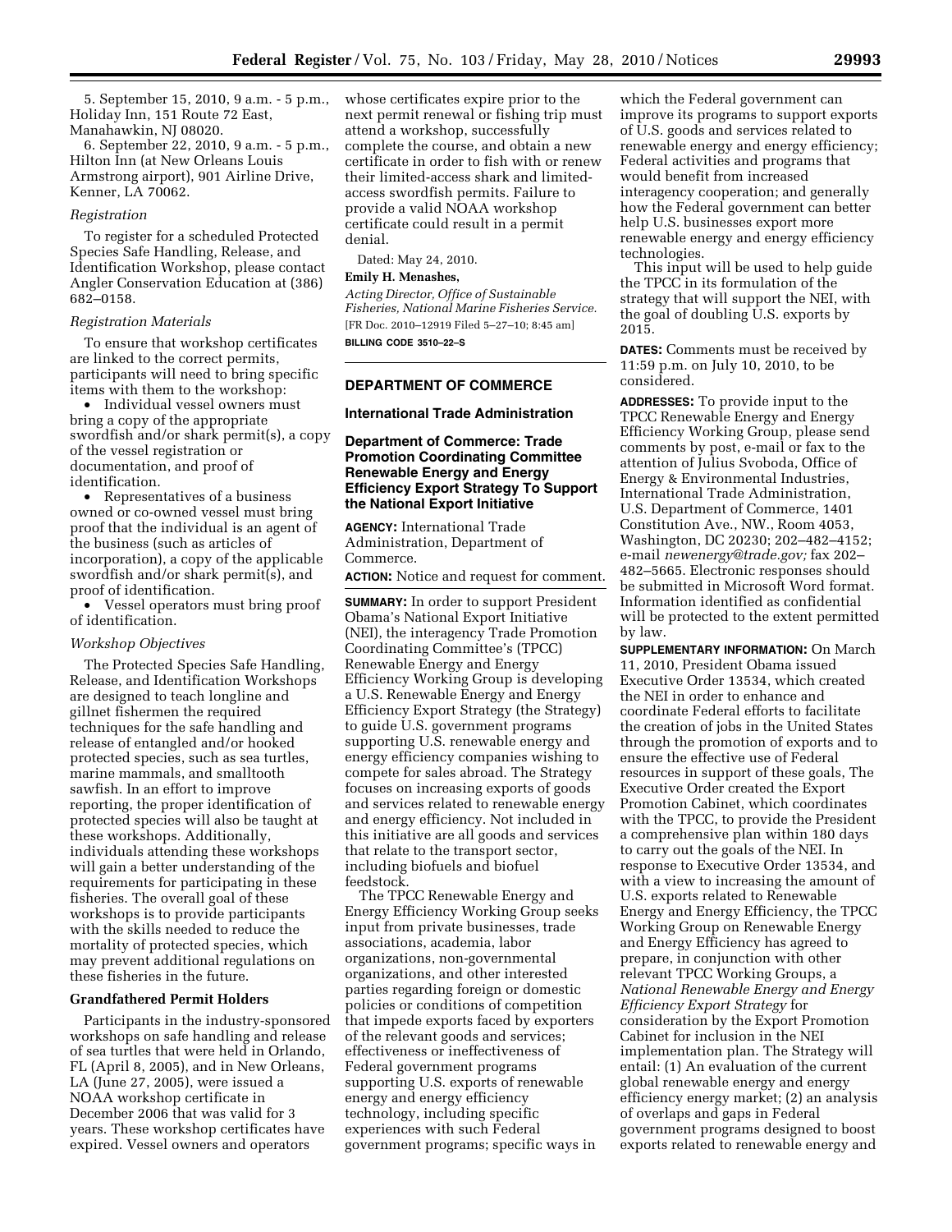5. September 15, 2010, 9 a.m. - 5 p.m., Holiday Inn, 151 Route 72 East, Manahawkin, NJ 08020.

6. September 22, 2010, 9 a.m. - 5 p.m., Hilton Inn (at New Orleans Louis Armstrong airport), 901 Airline Drive, Kenner, LA 70062.

*Registration*

To register for a scheduled Protected Species Safe Handling, Release, and Identification Workshop, please contact Angler Conservation Education at (386) 682–0158.

*Registration Materials*

To ensure that workshop certificates are linked to the correct permits, participants will need to bring specific items with them to the workshop:

- Individual vessel owners must bring a copy of the appropriate swordfish and/or shark permit(s), a copy of the vessel registration or documentation, and proof of identification.
- Representatives of a business owned or co-owned vessel must bring proof that the individual is an agent of the business (such as articles of incorporation), a copy of the applicable swordfish and/or shark permit(s), and proof of identification.
- Vessel operators must bring proof of identification.

*Workshop Objectives*

The Protected Species Safe Handling, Release, and Identification Workshops are designed to teach longline and gillnet fishermen the required techniques for the safe handling and release of entangled and/or hooked protected species, such as sea turtles, marine mammals, and smalltooth sawfish. In an effort to improve reporting, the proper identification of protected species will also be taught at these workshops. Additionally, individuals attending these workshops will gain a better understanding of the requirements for participating in these fisheries. The overall goal of these workshops is to provide participants with the skills needed to reduce the mortality of protected species, which may prevent additional regulations on these fisheries in the future.

**Grandfathered Permit Holders**

Participants in the industry-sponsored workshops on safe handling and release of sea turtles that were held in Orlando, FL (April 8, 2005), and in New Orleans, LA (June 27, 2005), were issued a NOAA workshop certificate in December 2006 that was valid for 3 years. These workshop certificates have expired. Vessel owners and operators whose certificates expire prior to the next permit renewal or fishing trip must attend a workshop, successfully complete the course, and obtain a new certificate in order to fish with or renew their limited-access shark and limited-access swordfish permits. Failure to provide a valid NOAA workshop certificate could result in a permit denial.

Dated: May 24, 2010.

**Emily H. Menashes,**

*Acting Director, Office of Sustainable Fisheries, National Marine Fisheries Service.*

[FR Doc. 2010–12919 Filed 5–27–10; 8:45 am]

**BILLING CODE 3510–22–S**

## DEPARTMENT OF COMMERCE

### International Trade Administration

### Department of Commerce: Trade Promotion Coordinating Committee Renewable Energy and Energy Efficiency Export Strategy To Support the National Export Initiative

**AGENCY:** International Trade Administration, Department of Commerce.

**ACTION:** Notice and request for comment.

**SUMMARY:** In order to support President Obama's National Export Initiative (NEI), the interagency Trade Promotion Coordinating Committee's (TPCC) Renewable Energy and Energy Efficiency Working Group is developing a U.S. Renewable Energy and Energy Efficiency Export Strategy (the Strategy) to guide U.S. government programs supporting U.S. renewable energy and energy efficiency companies wishing to compete for sales abroad. The Strategy focuses on increasing exports of goods and services related to renewable energy and energy efficiency. Not included in this initiative are all goods and services that relate to the transport sector, including biofuels and biofuel feedstock.

The TPCC Renewable Energy and Energy Efficiency Working Group seeks input from private businesses, trade associations, academia, labor organizations, non-governmental organizations, and other interested parties regarding foreign or domestic policies or conditions of competition that impede exports faced by exporters of the relevant goods and services; effectiveness or ineffectiveness of Federal government programs supporting U.S. exports of renewable energy and energy efficiency technology, including specific experiences with such Federal government programs; specific ways in which the Federal government can improve its programs to support exports of U.S. goods and services related to renewable energy and energy efficiency; Federal activities and programs that would benefit from increased interagency cooperation; and generally how the Federal government can better help U.S. businesses export more renewable energy and energy efficiency technologies.

This input will be used to help guide the TPCC in its formulation of the strategy that will support the NEI, with the goal of doubling U.S. exports by 2015.

**DATES:** Comments must be received by 11:59 p.m. on July 10, 2010, to be considered.

**ADDRESSES:** To provide input to the TPCC Renewable Energy and Energy Efficiency Working Group, please send comments by post, e-mail or fax to the attention of Julius Svoboda, Office of Energy & Environmental Industries, International Trade Administration, U.S. Department of Commerce, 1401 Constitution Ave., NW., Room 4053, Washington, DC 20230; 202–482–4152; e-mail *newenergy@trade.gov;* fax 202–482–5665. Electronic responses should be submitted in Microsoft Word format. Information identified as confidential will be protected to the extent permitted by law.

**SUPPLEMENTARY INFORMATION:** On March 11, 2010, President Obama issued Executive Order 13534, which created the NEI in order to enhance and coordinate Federal efforts to facilitate the creation of jobs in the United States through the promotion of exports and to ensure the effective use of Federal resources in support of these goals, The Executive Order created the Export Promotion Cabinet, which coordinates with the TPCC, to provide the President a comprehensive plan within 180 days to carry out the goals of the NEI. In response to Executive Order 13534, and with a view to increasing the amount of U.S. exports related to Renewable Energy and Energy Efficiency, the TPCC Working Group on Renewable Energy and Energy Efficiency has agreed to prepare, in conjunction with other relevant TPCC Working Groups, a *National Renewable Energy and Energy Efficiency Export Strategy* for consideration by the Export Promotion Cabinet for inclusion in the NEI implementation plan. The Strategy will entail: (1) An evaluation of the current global renewable energy and energy efficiency energy market; (2) an analysis of overlaps and gaps in Federal government programs designed to boost exports related to renewable energy and